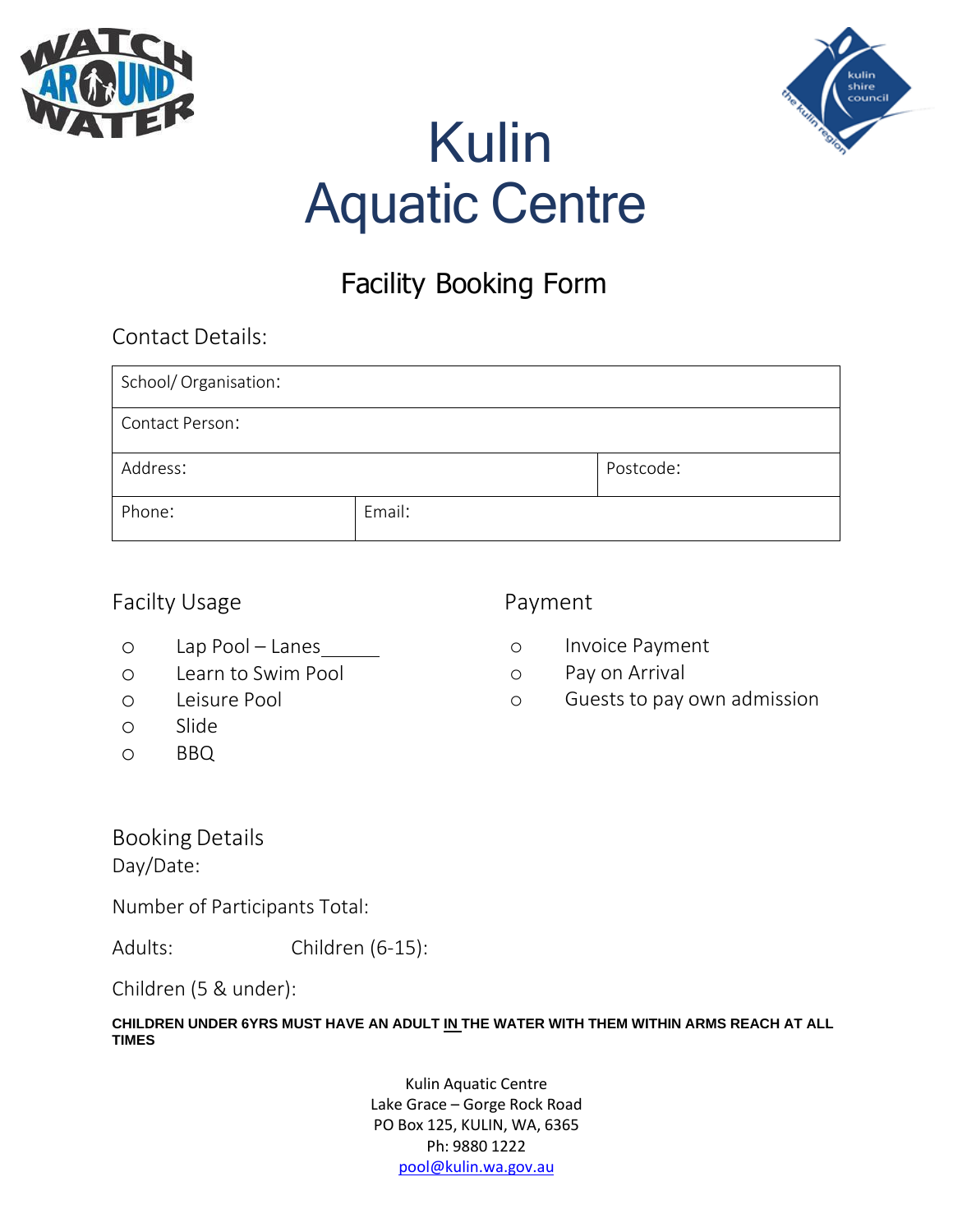# Kulin Aquatic Centre

## Facility Booking Form

### Contact Details:

| School/ Organisation: | | |
|---|---|---|
| Contact Person: | | |
| Address: | | Postcode: |
| Phone: | Email: | |

### Facilty Usage

- ○ Lap Pool – Lanes______
- ○ Learn to Swim Pool
- ○ Leisure Pool
- ○ Slide
- ○ BBQ

### Payment

- ○ Invoice Payment
- ○ Pay on Arrival
- ○ Guests to pay own admission

### Booking Details

Day/Date:

Number of Participants Total:

Adults: Children (6-15):

Children (5 & under):

**CHILDREN UNDER 6YRS MUST HAVE AN ADULT IN THE WATER WITH THEM WITHIN ARMS REACH AT ALL TIMES**

Kulin Aquatic Centre
Lake Grace – Gorge Rock Road
PO Box 125, KULIN, WA, 6365
Ph: 9880 1222
pool@kulin.wa.gov.au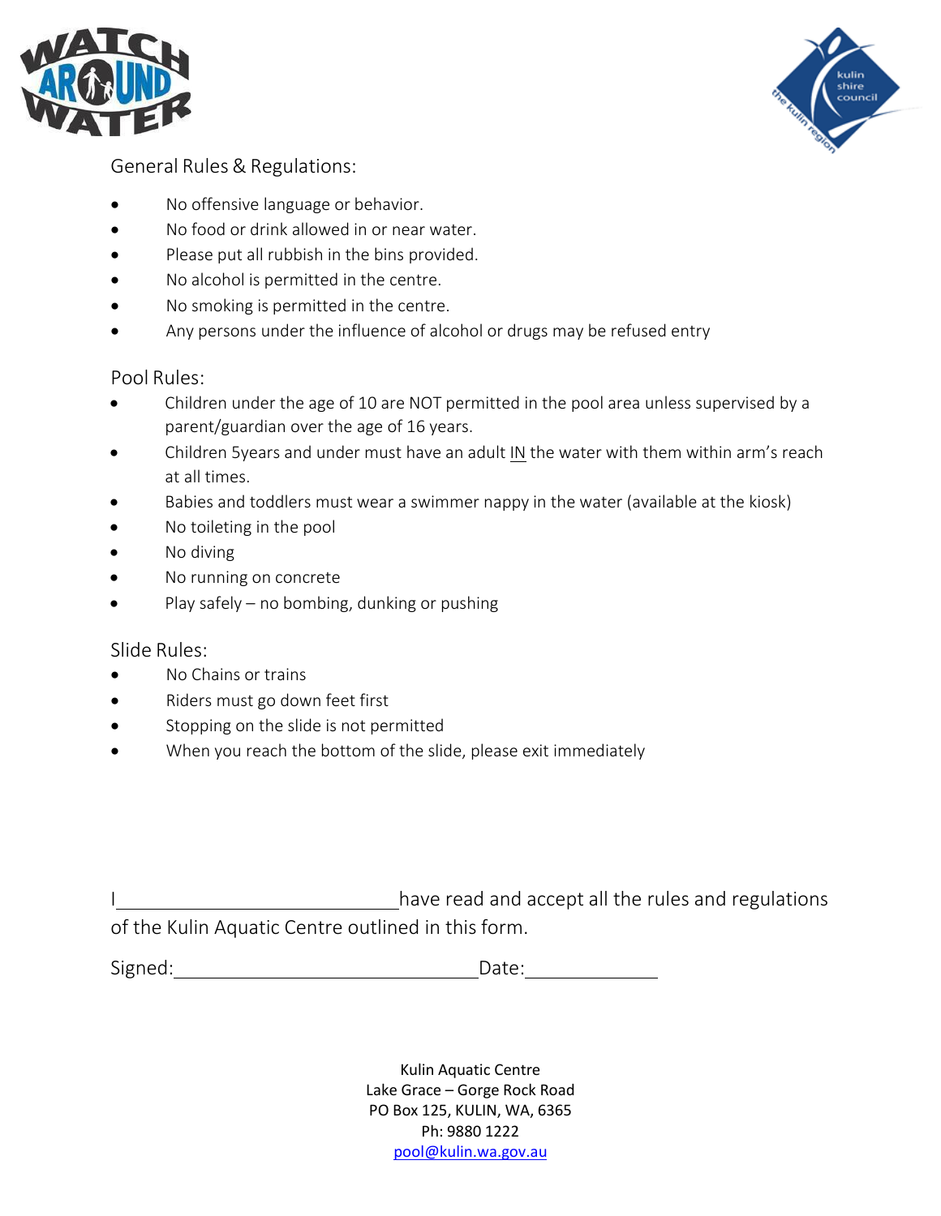## General Rules & Regulations:

- No offensive language or behavior.
- No food or drink allowed in or near water.
- Please put all rubbish in the bins provided.
- No alcohol is permitted in the centre.
- No smoking is permitted in the centre.
- Any persons under the influence of alcohol or drugs may be refused entry

## Pool Rules:

- Children under the age of 10 are NOT permitted in the pool area unless supervised by a parent/guardian over the age of 16 years.
- Children 5years and under must have an adult IN the water with them within arm's reach at all times.
- Babies and toddlers must wear a swimmer nappy in the water (available at the kiosk)
- No toileting in the pool
- No diving
- No running on concrete
- Play safely – no bombing, dunking or pushing

## Slide Rules:

- No Chains or trains
- Riders must go down feet first
- Stopping on the slide is not permitted
- When you reach the bottom of the slide, please exit immediately

I ______________________________ have read and accept all the rules and regulations of the Kulin Aquatic Centre outlined in this form.

Signed: ______________________________ Date: ______________

Kulin Aquatic Centre
Lake Grace – Gorge Rock Road
PO Box 125, KULIN, WA, 6365
Ph: 9880 1222
pool@kulin.wa.gov.au